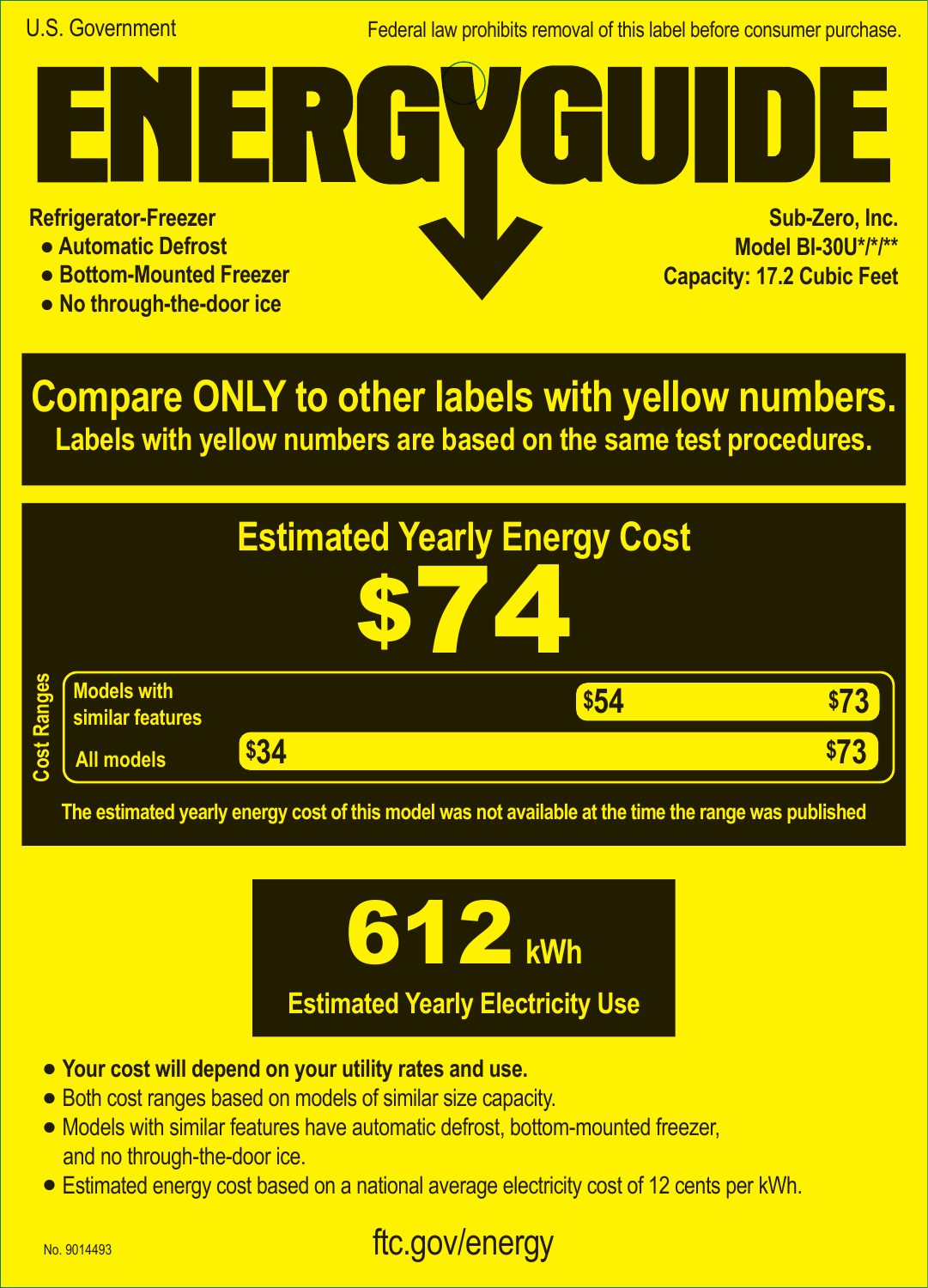U.S. Government

Federal law prohibits removal of this label before consumer purchase.

# ENERGYGUIDE

**Refrigerator-Freezer**

- **Automatic Defrost**
- **Bottom-Mounted Freezer**
- **No through-the-door ice**

**Sub-Zero, Inc.**
**Model BI-30U*/*/\*\***
**Capacity: 17.2 Cubic Feet**

## Compare ONLY to other labels with yellow numbers.

**Labels with yellow numbers are based on the same test procedures.**

## Estimated Yearly Energy Cost

# $74

**Cost Ranges**

| | Low | High |
|---|---|---|
| Models with similar features | $54 | $73 |
| All models | $34 | $73 |

**The estimated yearly energy cost of this model was not available at the time the range was published**

# 612 kWh

**Estimated Yearly Electricity Use**

- **Your cost will depend on your utility rates and use.**
- Both cost ranges based on models of similar size capacity.
- Models with similar features have automatic defrost, bottom-mounted freezer, and no through-the-door ice.
- Estimated energy cost based on a national average electricity cost of 12 cents per kWh.

No. 9014493

ftc.gov/energy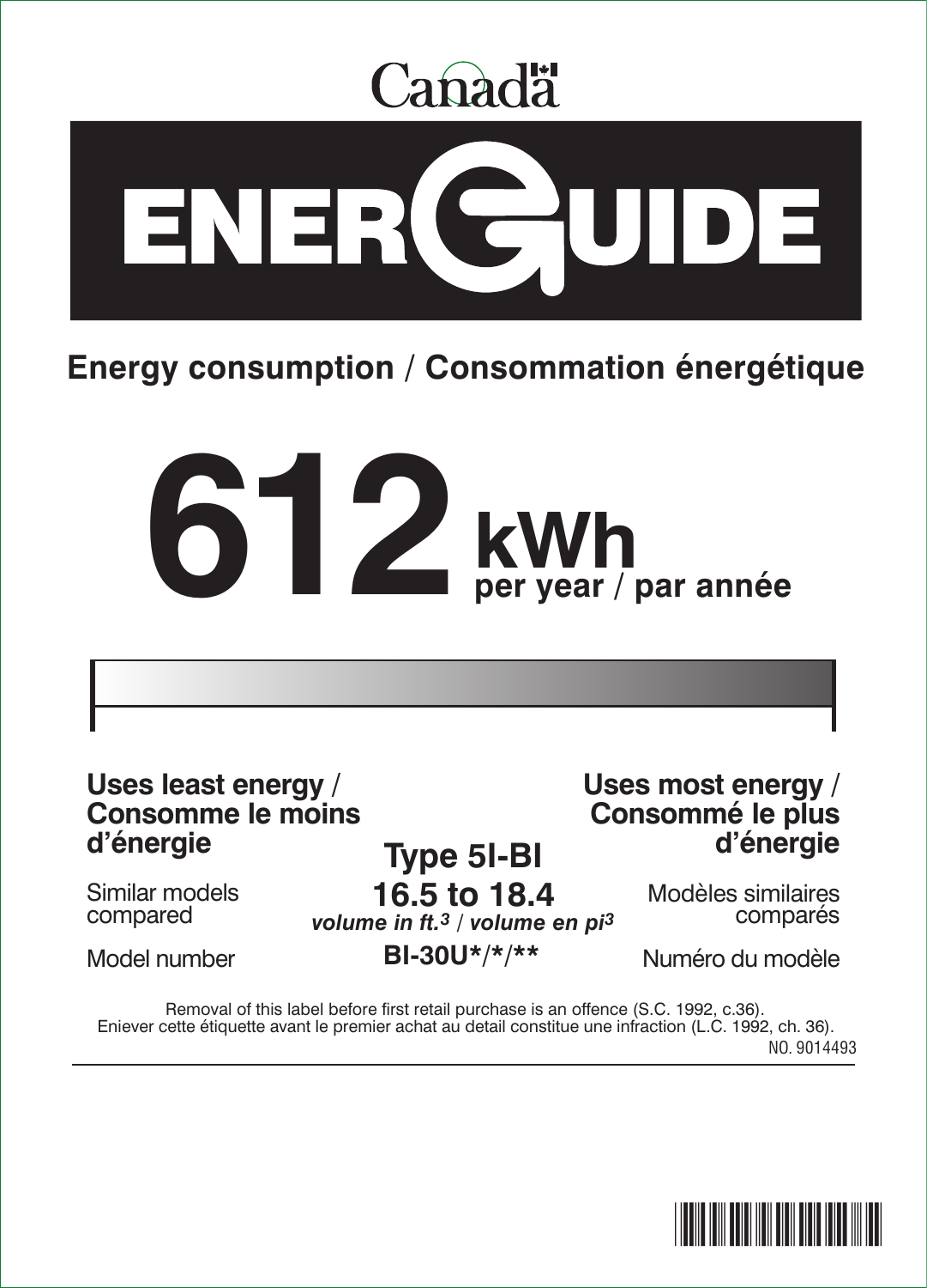Canada

# ENERGUIDE

## Energy consumption / Consommation énergétique

# 612 kWh per year / par année

**Uses least energy / Consomme le moins d'énergie**

**Uses most energy / Consommé le plus d'énergie**

Similar models compared

**Type 5I-BI**

**16.5 to 18.4**

***volume in ft.$^3$ / volume en pi$^3$***

Modèles similaires comparés

Model number

**BI-30U*/*/****

Numéro du modèle

Removal of this label before first retail purchase is an offence (S.C. 1992, c.36).
Eniever cette étiquette avant le premier achat au detail constitue une infraction (L.C. 1992, ch. 36).

NO. 9014493